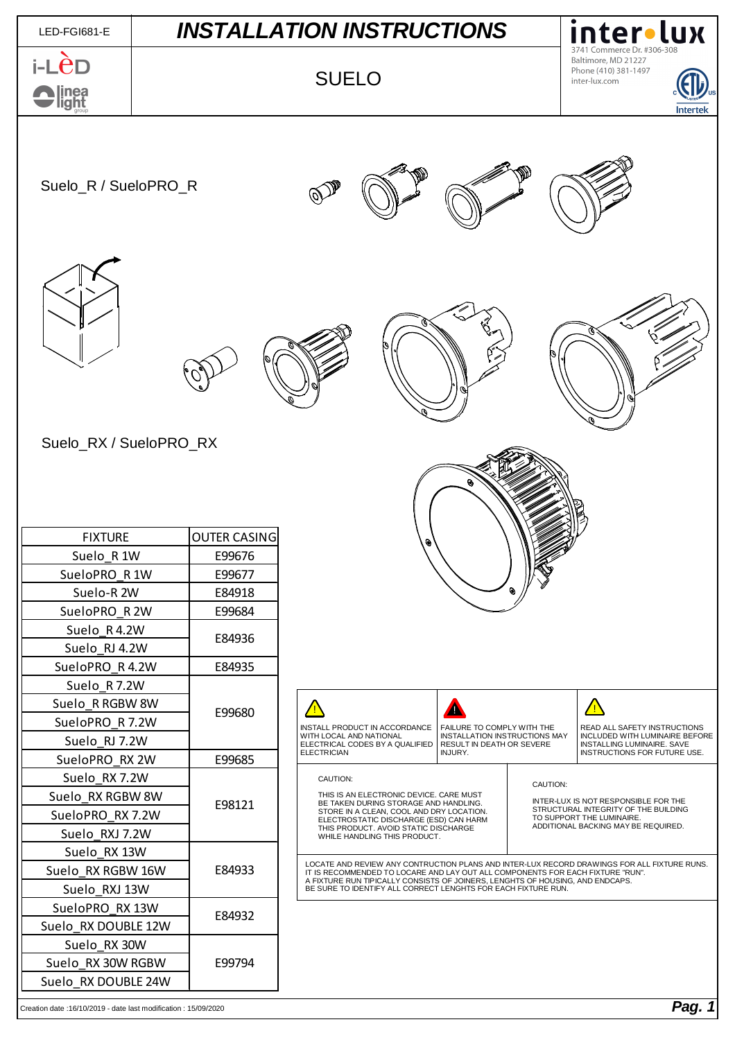LED-FGI681-E

# INSTALLATION INSTRUCTIONS

## SUELO

inter•lux
3741 Commerce Dr. #306-308
Baltimore, MD 21227
Phone (410) 381-1497
inter-lux.com

Suelo_R / SueloPRO_R

Suelo_RX / SueloPRO_RX

| FIXTURE | OUTER CASING |
|---|---|
| Suelo_R 1W | E99676 |
| SueloPRO_R 1W | E99677 |
| Suelo-R 2W | E84918 |
| SueloPRO_R 2W | E99684 |
| Suelo_R 4.2W | E84936 |
| Suelo_RJ 4.2W | |
| SueloPRO_R 4.2W | E84935 |
| Suelo_R 7.2W | E99680 |
| Suelo_R RGBW 8W | |
| SueloPRO_R 7.2W | |
| Suelo_RJ 7.2W | |
| SueloPRO_RX 2W | E99685 |
| Suelo_RX 7.2W | E98121 |
| Suelo_RX RGBW 8W | |
| SueloPRO_RX 7.2W | |
| Suelo_RXJ 7.2W | |
| Suelo_RX 13W | E84933 |
| Suelo_RX RGBW 16W | |
| Suelo_RXJ 13W | |
| SueloPRO_RX 13W | E84932 |
| Suelo_RX DOUBLE 12W | |
| Suelo_RX 30W | E99794 |
| Suelo_RX 30W RGBW | |
| Suelo_RX DOUBLE 24W | |

INSTALL PRODUCT IN ACCORDANCE WITH LOCAL AND NATIONAL ELECTRICAL CODES BY A QUALIFIED ELECTRICIAN

FAILURE TO COMPLY WITH THE INSTALLATION INSTRUCTIONS MAY RESULT IN DEATH OR SEVERE INJURY.

READ ALL SAFETY INSTRUCTIONS INCLUDED WITH LUMINAIRE BEFORE INSTALLING LUMINAIRE. SAVE INSTRUCTIONS FOR FUTURE USE.

CAUTION:

THIS IS AN ELECTRONIC DEVICE. CARE MUST BE TAKEN DURING STORAGE AND HANDLING. STORE IN A CLEAN, COOL AND DRY LOCATION. ELECTROSTATIC DISCHARGE (ESD) CAN HARM THIS PRODUCT. AVOID STATIC DISCHARGE WHILE HANDLING THIS PRODUCT.

CAUTION:

INTER-LUX IS NOT RESPONSIBLE FOR THE STRUCTURAL INTEGRITY OF THE BUILDING TO SUPPORT THE LUMINAIRE. ADDITIONAL BACKING MAY BE REQUIRED.

LOCATE AND REVIEW ANY CONTRUCTION PLANS AND INTER-LUX RECORD DRAWINGS FOR ALL FIXTURE RUNS. IT IS RECOMMENDED TO LOCARE AND LAY OUT ALL COMPONENTS FOR EACH FIXTURE "RUN". A FIXTURE RUN TIPICALLY CONSISTS OF JOINERS, LENGHTS OF HOUSING, AND ENDCAPS. BE SURE TO IDENTIFY ALL CORRECT LENGHTS FOR EACH FIXTURE RUN.

Creation date :16/10/2019 - date last modification : 15/09/2020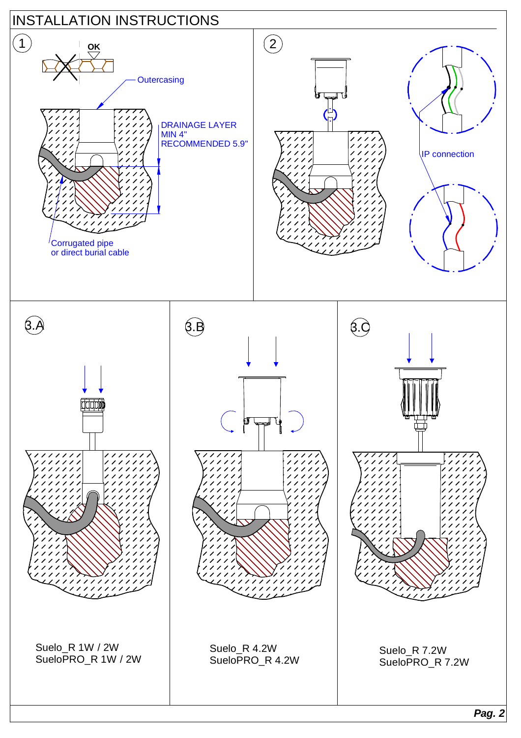# INSTALLATION INSTRUCTIONS

## 1

OK

Outercasing

DRAINAGE LAYER
MIN 4"
RECOMMENDED 5.9"

Corrugated pipe
or direct burial cable

## 2

IP connection

## 3.A

Suelo_R 1W / 2W
SueloPRO_R 1W / 2W

## 3.B

Suelo_R 4.2W
SueloPRO_R 4.2W

## 3.C

Suelo_R 7.2W
SueloPRO_R 7.2W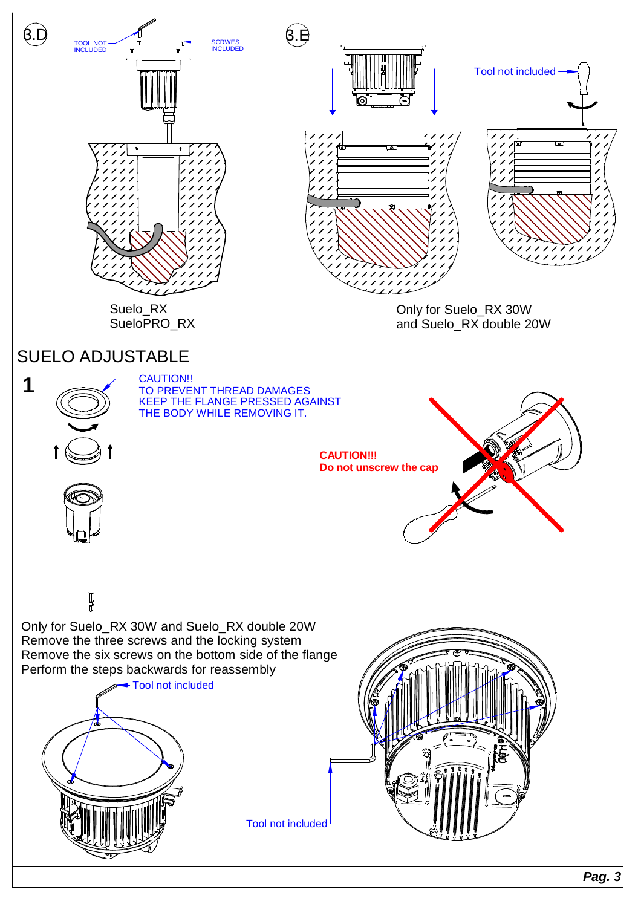3.D

TOOL NOT INCLUDED

SCRWES INCLUDED

Suelo_RX
SueloPRO_RX

3.E

Tool not included

Only for Suelo_RX 30W
and Suelo_RX double 20W

## SUELO ADJUSTABLE

**1**

CAUTION!!
TO PREVENT THREAD DAMAGES
KEEP THE FLANGE PRESSED AGAINST
THE BODY WHILE REMOVING IT.

**CAUTION!!!**
**Do not unscrew the cap**

Only for Suelo_RX 30W and Suelo_RX double 20W
Remove the three screws and the locking system
Remove the six screws on the bottom side of the flange
Perform the steps backwards for reassembly

Tool not included

Tool not included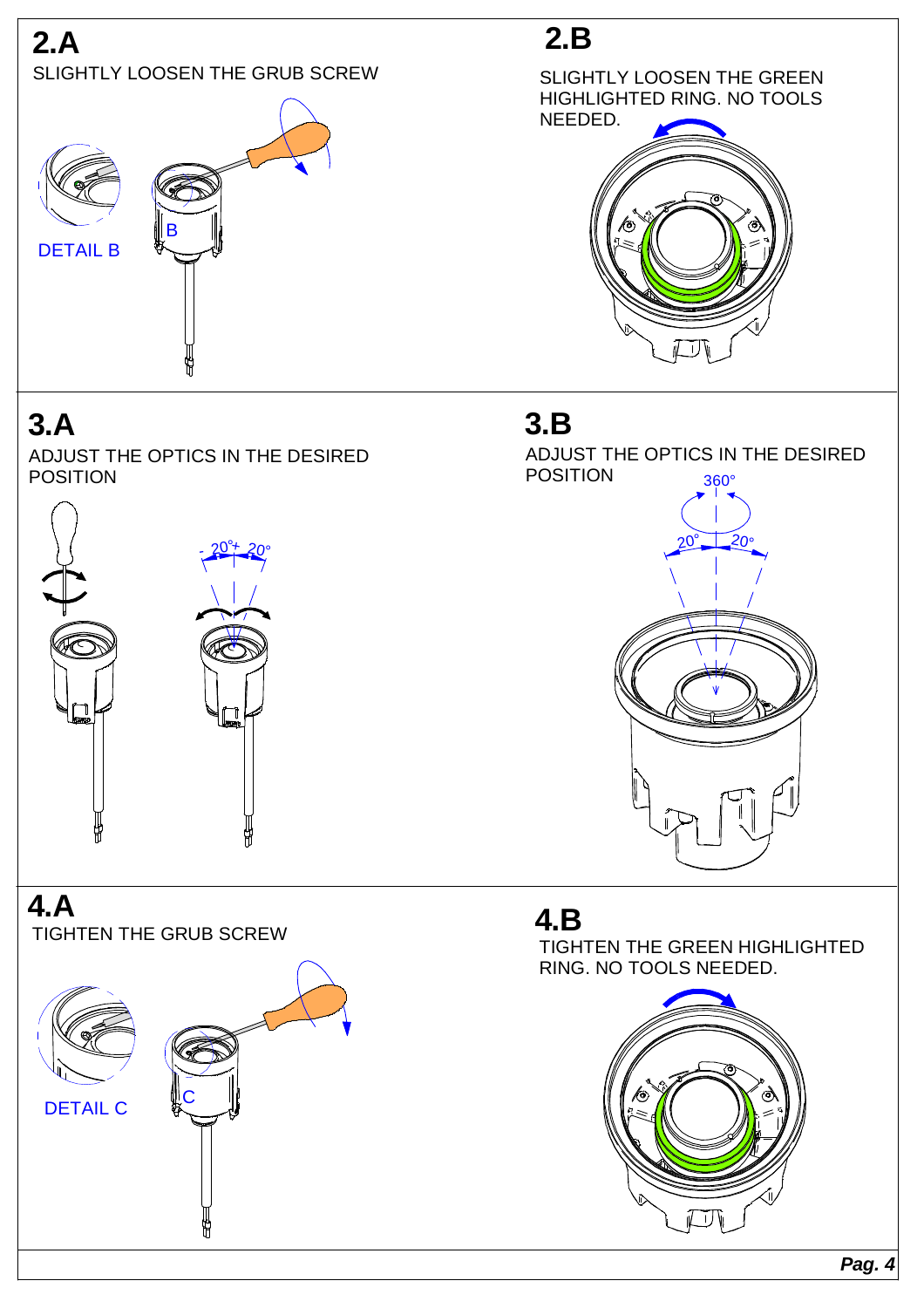## 2.A

SLIGHTLY LOOSEN THE GRUB SCREW

DETAIL B

## 2.B

SLIGHTLY LOOSEN THE GREEN HIGHLIGHTED RING. NO TOOLS NEEDED.

## 3.A

ADJUST THE OPTICS IN THE DESIRED POSITION

## 3.B

ADJUST THE OPTICS IN THE DESIRED POSITION

## 4.A

TIGHTEN THE GRUB SCREW

DETAIL C

## 4.B

TIGHTEN THE GREEN HIGHLIGHTED RING. NO TOOLS NEEDED.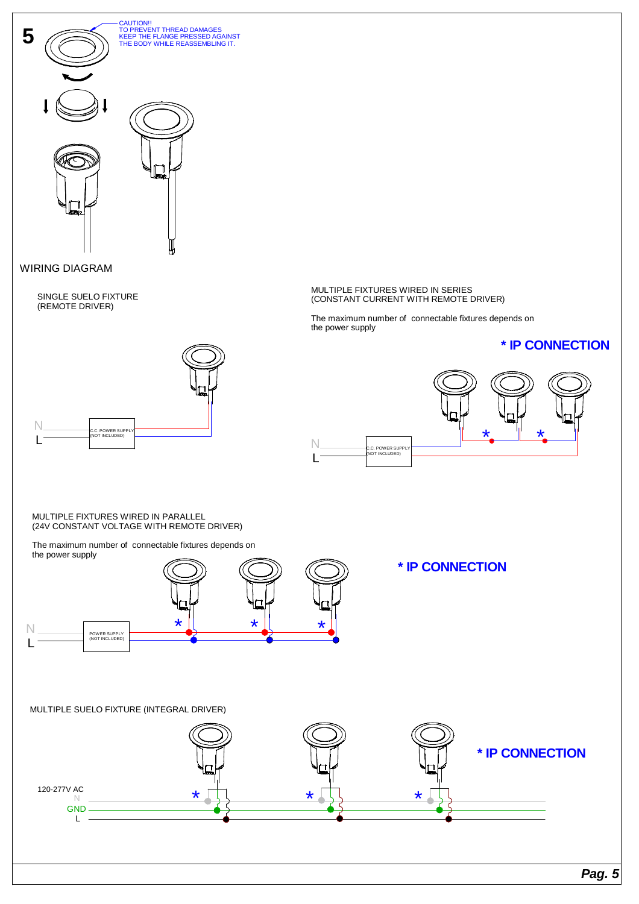5

CAUTION!!
TO PREVENT THREAD DAMAGES
KEEP THE FLANGE PRESSED AGAINST
THE BODY WHILE REASSEMBLING IT.

## WIRING DIAGRAM

### SINGLE SUELO FIXTURE (REMOTE DRIVER)

N
L
C.C. POWER SUPPLY (NOT INCLUDED)

### MULTIPLE FIXTURES WIRED IN SERIES (CONSTANT CURRENT WITH REMOTE DRIVER)

The maximum number of connectable fixtures depends on the power supply

**\* IP CONNECTION**

N
L
C.C. POWER SUPPLY (NOT INCLUDED)

### MULTIPLE FIXTURES WIRED IN PARALLEL (24V CONSTANT VOLTAGE WITH REMOTE DRIVER)

The maximum number of connectable fixtures depends on the power supply

**\* IP CONNECTION**

N
L
POWER SUPPLY (NOT INCLUDED)

### MULTIPLE SUELO FIXTURE (INTEGRAL DRIVER)

**\* IP CONNECTION**

120-277V AC
N
GND
L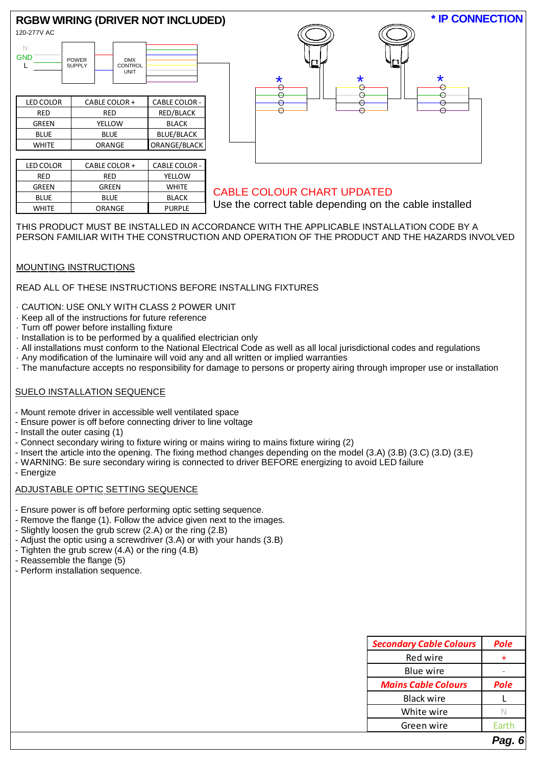## RGBW WIRING (DRIVER NOT INCLUDED)

120-277V AC

N
GND
L

POWER SUPPLY

DMX CONTROL UNIT

**\* IP CONNECTION**

| LED COLOR | CABLE COLOR + | CABLE COLOR - |
|---|---|---|
| RED | RED | RED/BLACK |
| GREEN | YELLOW | BLACK |
| BLUE | BLUE | BLUE/BLACK |
| WHITE | ORANGE | ORANGE/BLACK |

| LED COLOR | CABLE COLOR + | CABLE COLOR - |
|---|---|---|
| RED | RED | YELLOW |
| GREEN | GREEN | WHITE |
| BLUE | BLUE | BLACK |
| WHITE | ORANGE | PURPLE |

CABLE COLOUR CHART UPDATED

Use the correct table depending on the cable installed

THIS PRODUCT MUST BE INSTALLED IN ACCORDANCE WITH THE APPLICABLE INSTALLATION CODE BY A PERSON FAMILIAR WITH THE CONSTRUCTION AND OPERATION OF THE PRODUCT AND THE HAZARDS INVOLVED

### MOUNTING INSTRUCTIONS

READ ALL OF THESE INSTRUCTIONS BEFORE INSTALLING FIXTURES

· CAUTION: USE ONLY WITH CLASS 2 POWER UNIT
· Keep all of the instructions for future reference
· Turn off power before installing fixture
· Installation is to be performed by a qualified electrician only
· All installations must conform to the National Electrical Code as well as all local jurisdictional codes and regulations
· Any modification of the luminaire will void any and all written or implied warranties
· The manufacture accepts no responsibility for damage to persons or property airing through improper use or installation

### SUELO INSTALLATION SEQUENCE

- Mount remote driver in accessible well ventilated space
- Ensure power is off before connecting driver to line voltage
- Install the outer casing (1)
- Connect secondary wiring to fixture wiring or mains wiring to mains fixture wiring (2)
- Insert the article into the opening. The fixing method changes depending on the model (3.A) (3.B) (3.C) (3.D) (3.E)
- WARNING: Be sure secondary wiring is connected to driver BEFORE energizing to avoid LED failure
- Energize

### ADJUSTABLE OPTIC SETTING SEQUENCE

- Ensure power is off before performing optic setting sequence.
- Remove the flange (1). Follow the advice given next to the images.
- Slightly loosen the grub screw (2.A) or the ring (2.B)
- Adjust the optic using a screwdriver (3.A) or with your hands (3.B)
- Tighten the grub screw (4.A) or the ring (4.B)
- Reassemble the flange (5)
- Perform installation sequence.

| Secondary Cable Colours | Pole |
|---|---|
| Red wire | + |
| Blue wire | - |
| **Mains Cable Colours** | **Pole** |
| Black wire | L |
| White wire | N |
| Green wire | Earth |